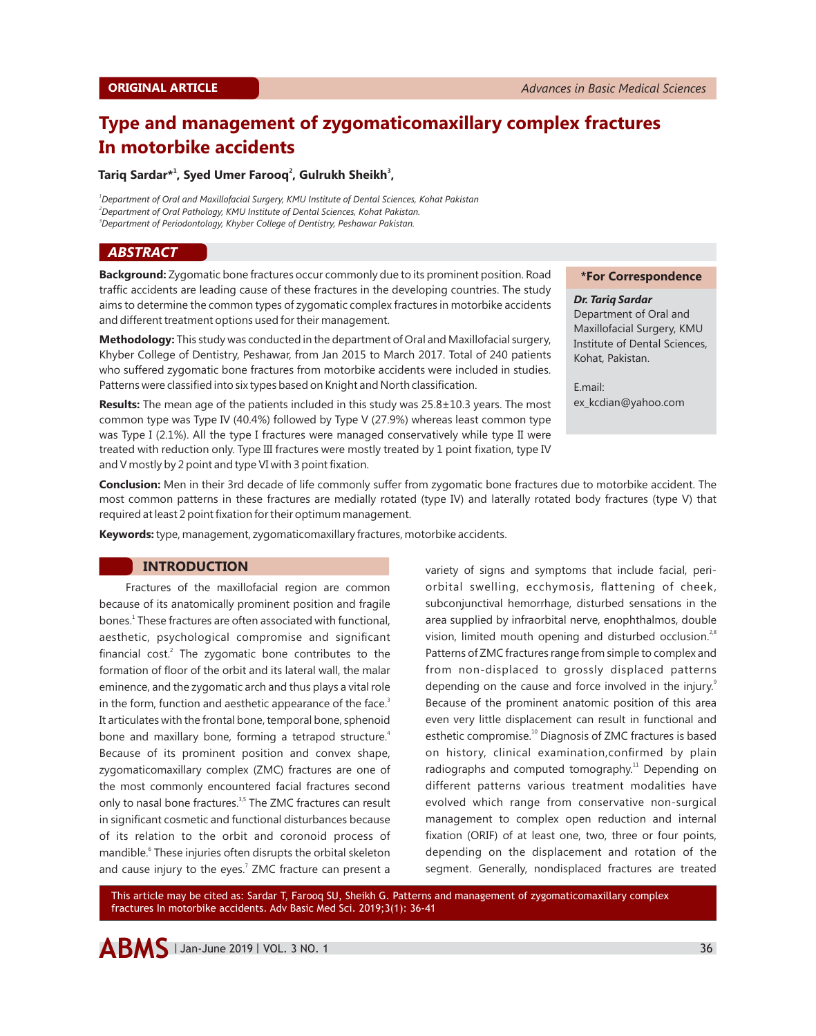ORIGINAL ARTICLE

# Type and management of zygomaticomaxillary complex fractures In motorbike accidents

**Tariq Sardar*[1], Syed Umer Farooq[2], Gulrukh Sheikh[3],**

[1]*Department of Oral and Maxillofacial Surgery, KMU Institute of Dental Sciences, Kohat Pakistan*
[2]*Department of Oral Pathology, KMU Institute of Dental Sciences, Kohat Pakistan.*
[3]*Department of Periodontology, Khyber College of Dentistry, Peshawar Pakistan.*

## ABSTRACT

**Background:** Zygomatic bone fractures occur commonly due to its prominent position. Road traffic accidents are leading cause of these fractures in the developing countries. The study aims to determine the common types of zygomatic complex fractures in motorbike accidents and different treatment options used for their management.

**Methodology:** This study was conducted in the department of Oral and Maxillofacial surgery, Khyber College of Dentistry, Peshawar, from Jan 2015 to March 2017. Total of 240 patients who suffered zygomatic bone fractures from motorbike accidents were included in studies. Patterns were classified into six types based on Knight and North classification.

**Results:** The mean age of the patients included in this study was 25.8±10.3 years. The most common type was Type IV (40.4%) followed by Type V (27.9%) whereas least common type was Type I (2.1%). All the type I fractures were managed conservatively while type II were treated with reduction only. Type III fractures were mostly treated by 1 point fixation, type IV and V mostly by 2 point and type VI with 3 point fixation.

**Conclusion:** Men in their 3rd decade of life commonly suffer from zygomatic bone fractures due to motorbike accident. The most common patterns in these fractures are medially rotated (type IV) and laterally rotated body fractures (type V) that required at least 2 point fixation for their optimum management.

**Keywords:** type, management, zygomaticomaxillary fractures, motorbike accidents.

**\*For Correspondence**

***Dr. Tariq Sardar***
Department of Oral and Maxillofacial Surgery, KMU Institute of Dental Sciences, Kohat, Pakistan.

E.mail: ex_kcdian@yahoo.com

## INTRODUCTION

Fractures of the maxillofacial region are common because of its anatomically prominent position and fragile bones.[1] These fractures are often associated with functional, aesthetic, psychological compromise and significant financial cost.[2] The zygomatic bone contributes to the formation of floor of the orbit and its lateral wall, the malar eminence, and the zygomatic arch and thus plays a vital role in the form, function and aesthetic appearance of the face.[3] It articulates with the frontal bone, temporal bone, sphenoid bone and maxillary bone, forming a tetrapod structure.[4] Because of its prominent position and convex shape, zygomaticomaxillary complex (ZMC) fractures are one of the most commonly encountered facial fractures second only to nasal bone fractures.[3,5] The ZMC fractures can result in significant cosmetic and functional disturbances because of its relation to the orbit and coronoid process of mandible.[6] These injuries often disrupts the orbital skeleton and cause injury to the eyes.[7] ZMC fracture can present a variety of signs and symptoms that include facial, peri-orbital swelling, ecchymosis, flattening of cheek, subconjunctival hemorrhage, disturbed sensations in the area supplied by infraorbital nerve, enophthalmos, double vision, limited mouth opening and disturbed occlusion.[2,8] Patterns of ZMC fractures range from simple to complex and from non-displaced to grossly displaced patterns depending on the cause and force involved in the injury.[9] Because of the prominent anatomic position of this area even very little displacement can result in functional and esthetic compromise.[10] Diagnosis of ZMC fractures is based on history, clinical examination,confirmed by plain radiographs and computed tomography.[11] Depending on different patterns various treatment modalities have evolved which range from conservative non-surgical management to complex open reduction and internal fixation (ORIF) of at least one, two, three or four points, depending on the displacement and rotation of the segment. Generally, nondisplaced fractures are treated

This article may be cited as: Sardar T, Farooq SU, Sheikh G. Patterns and management of zygomaticomaxillary complex fractures In motorbike accidents. Adv Basic Med Sci. 2019;3(1): 36-41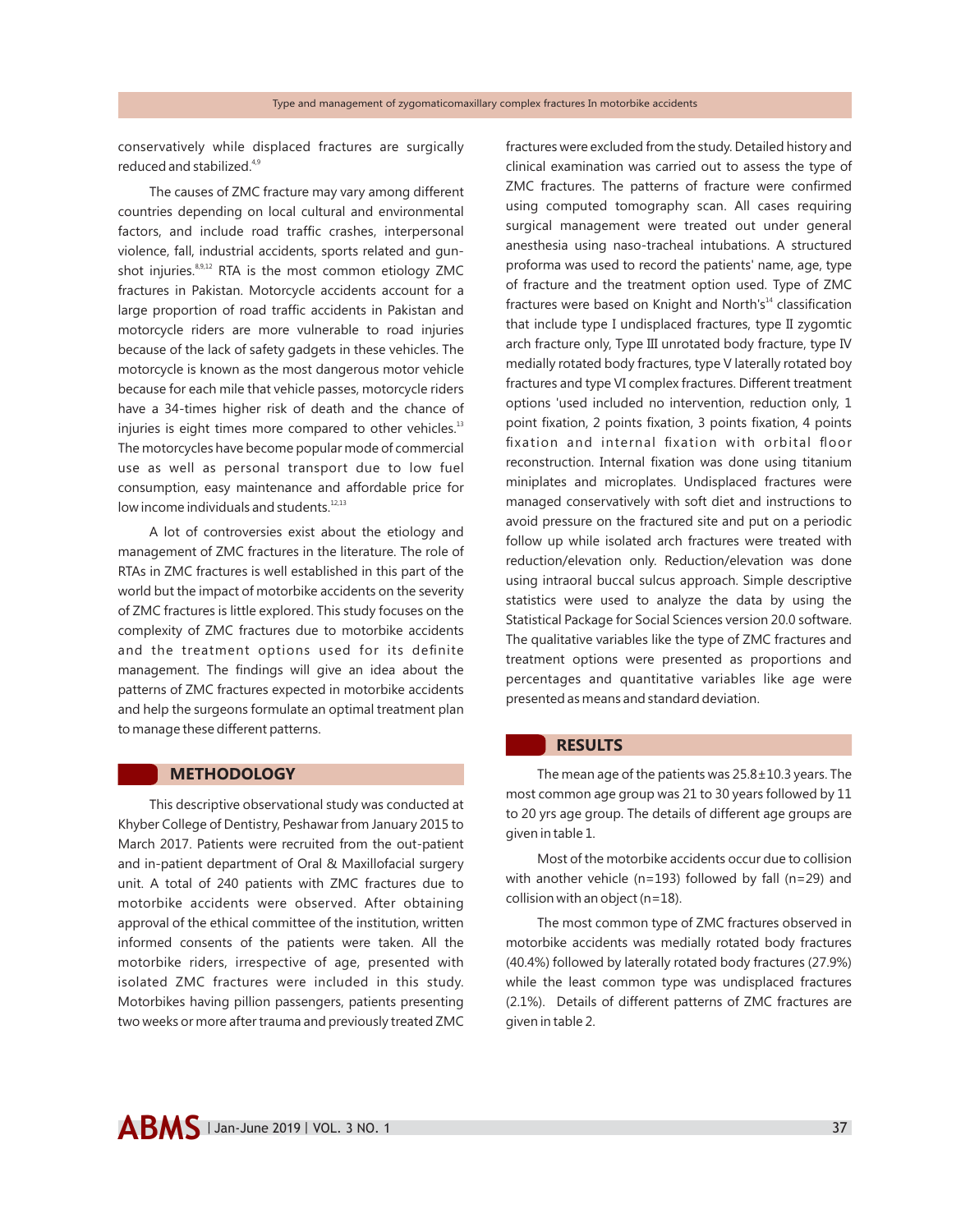conservatively while displaced fractures are surgically reduced and stabilized.[4,9]

The causes of ZMC fracture may vary among different countries depending on local cultural and environmental factors, and include road traffic crashes, interpersonal violence, fall, industrial accidents, sports related and gun-shot injuries.[8,9,12] RTA is the most common etiology ZMC fractures in Pakistan. Motorcycle accidents account for a large proportion of road traffic accidents in Pakistan and motorcycle riders are more vulnerable to road injuries because of the lack of safety gadgets in these vehicles. The motorcycle is known as the most dangerous motor vehicle because for each mile that vehicle passes, motorcycle riders have a 34-times higher risk of death and the chance of injuries is eight times more compared to other vehicles.[13] The motorcycles have become popular mode of commercial use as well as personal transport due to low fuel consumption, easy maintenance and affordable price for low income individuals and students.[12,13]

A lot of controversies exist about the etiology and management of ZMC fractures in the literature. The role of RTAs in ZMC fractures is well established in this part of the world but the impact of motorbike accidents on the severity of ZMC fractures is little explored. This study focuses on the complexity of ZMC fractures due to motorbike accidents and the treatment options used for its definite management. The findings will give an idea about the patterns of ZMC fractures expected in motorbike accidents and help the surgeons formulate an optimal treatment plan to manage these different patterns.

## METHODOLOGY

This descriptive observational study was conducted at Khyber College of Dentistry, Peshawar from January 2015 to March 2017. Patients were recruited from the out-patient and in-patient department of Oral & Maxillofacial surgery unit. A total of 240 patients with ZMC fractures due to motorbike accidents were observed. After obtaining approval of the ethical committee of the institution, written informed consents of the patients were taken. All the motorbike riders, irrespective of age, presented with isolated ZMC fractures were included in this study. Motorbikes having pillion passengers, patients presenting two weeks or more after trauma and previously treated ZMC fractures were excluded from the study. Detailed history and clinical examination was carried out to assess the type of ZMC fractures. The patterns of fracture were confirmed using computed tomography scan. All cases requiring surgical management were treated out under general anesthesia using naso-tracheal intubations. A structured proforma was used to record the patients' name, age, type of fracture and the treatment option used. Type of ZMC fractures were based on Knight and North's[14] classification that include type I undisplaced fractures, type II zygomtic arch fracture only, Type III unrotated body fracture, type IV medially rotated body fractures, type V laterally rotated boy fractures and type VI complex fractures. Different treatment options 'used included no intervention, reduction only, 1 point fixation, 2 points fixation, 3 points fixation, 4 points fixation and internal fixation with orbital floor reconstruction. Internal fixation was done using titanium miniplates and microplates. Undisplaced fractures were managed conservatively with soft diet and instructions to avoid pressure on the fractured site and put on a periodic follow up while isolated arch fractures were treated with reduction/elevation only. Reduction/elevation was done using intraoral buccal sulcus approach. Simple descriptive statistics were used to analyze the data by using the Statistical Package for Social Sciences version 20.0 software. The qualitative variables like the type of ZMC fractures and treatment options were presented as proportions and percentages and quantitative variables like age were presented as means and standard deviation.

## RESULTS

The mean age of the patients was 25.8±10.3 years. The most common age group was 21 to 30 years followed by 11 to 20 yrs age group. The details of different age groups are given in table 1.

Most of the motorbike accidents occur due to collision with another vehicle (n=193) followed by fall (n=29) and collision with an object (n=18).

The most common type of ZMC fractures observed in motorbike accidents was medially rotated body fractures (40.4%) followed by laterally rotated body fractures (27.9%) while the least common type was undisplaced fractures (2.1%). Details of different patterns of ZMC fractures are given in table 2.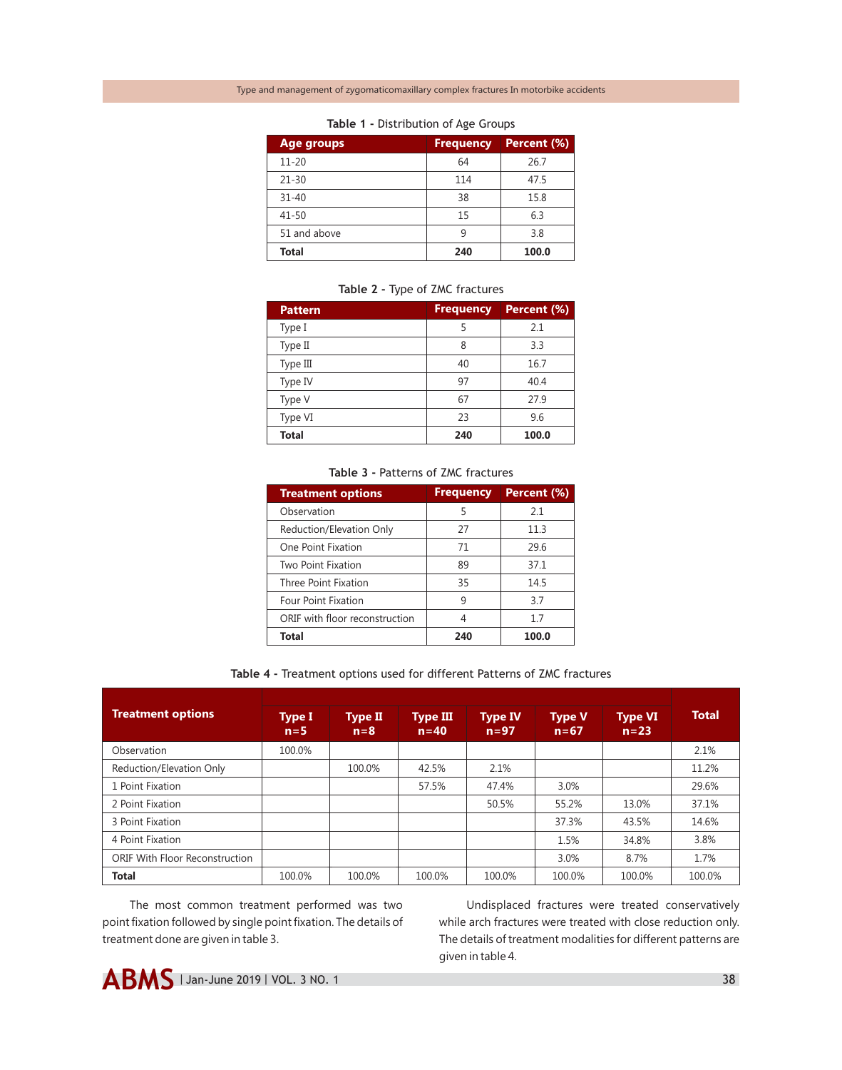**Table 1 -** Distribution of Age Groups

| Age groups | Frequency | Percent (%) |
|---|---|---|
| 11-20 | 64 | 26.7 |
| 21-30 | 114 | 47.5 |
| 31-40 | 38 | 15.8 |
| 41-50 | 15 | 6.3 |
| 51 and above | 9 | 3.8 |
| **Total** | **240** | **100.0** |

**Table 2 -** Type of ZMC fractures

| Pattern | Frequency | Percent (%) |
|---|---|---|
| Type I | 5 | 2.1 |
| Type II | 8 | 3.3 |
| Type III | 40 | 16.7 |
| Type IV | 97 | 40.4 |
| Type V | 67 | 27.9 |
| Type VI | 23 | 9.6 |
| **Total** | **240** | **100.0** |

**Table 3 -** Patterns of ZMC fractures

| Treatment options | Frequency | Percent (%) |
|---|---|---|
| Observation | 5 | 2.1 |
| Reduction/Elevation Only | 27 | 11.3 |
| One Point Fixation | 71 | 29.6 |
| Two Point Fixation | 89 | 37.1 |
| Three Point Fixation | 35 | 14.5 |
| Four Point Fixation | 9 | 3.7 |
| ORIF with floor reconstruction | 4 | 1.7 |
| **Total** | **240** | **100.0** |

**Table 4 -** Treatment options used for different Patterns of ZMC fractures

| Treatment options | Type I n=5 | Type II n=8 | Type III n=40 | Type IV n=97 | Type V n=67 | Type VI n=23 | Total |
|---|---|---|---|---|---|---|---|
| Observation | 100.0% | | | | | | 2.1% |
| Reduction/Elevation Only | | 100.0% | 42.5% | 2.1% | | | 11.2% |
| 1 Point Fixation | | | 57.5% | 47.4% | 3.0% | | 29.6% |
| 2 Point Fixation | | | | 50.5% | 55.2% | 13.0% | 37.1% |
| 3 Point Fixation | | | | | 37.3% | 43.5% | 14.6% |
| 4 Point Fixation | | | | | 1.5% | 34.8% | 3.8% |
| ORIF With Floor Reconstruction | | | | | 3.0% | 8.7% | 1.7% |
| **Total** | 100.0% | 100.0% | 100.0% | 100.0% | 100.0% | 100.0% | 100.0% |

The most common treatment performed was two point fixation followed by single point fixation. The details of treatment done are given in table 3.

Undisplaced fractures were treated conservatively while arch fractures were treated with close reduction only. The details of treatment modalities for different patterns are given in table 4.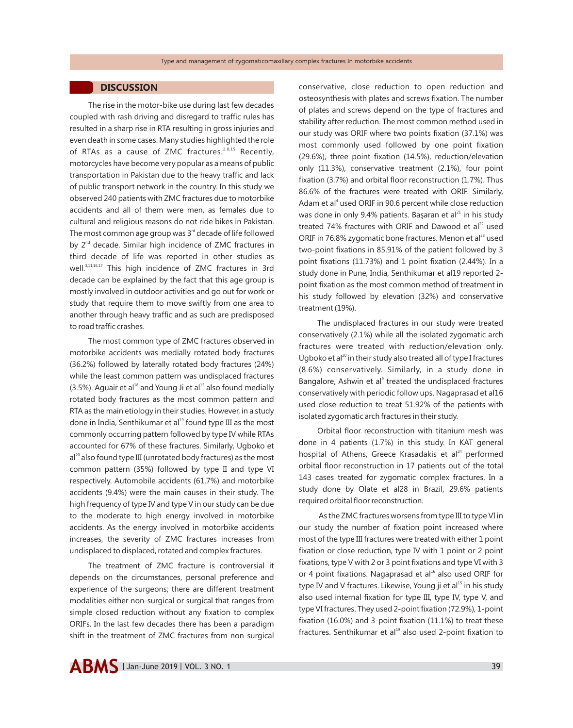## DISCUSSION

The rise in the motor-bike use during last few decades coupled with rash driving and disregard to traffic rules has resulted in a sharp rise in RTA resulting in gross injuries and even death in some cases. Many studies highlighted the role of RTAs as a cause of ZMC fractures.[2,8,15] Recently, motorcycles have become very popular as a means of public transportation in Pakistan due to the heavy traffic and lack of public transport network in the country. In this study we observed 240 patients with ZMC fractures due to motorbike accidents and all of them were men, as females due to cultural and religious reasons do not ride bikes in Pakistan. The most common age group was 3rd decade of life followed by 2nd decade. Similar high incidence of ZMC fractures in third decade of life was reported in other studies as well.[3,11,16,17] This high incidence of ZMC fractures in 3rd decade can be explained by the fact that this age group is mostly involved in outdoor activities and go out for work or study that require them to move swiftly from one area to another through heavy traffic and as such are predisposed to road traffic crashes.

The most common type of ZMC fractures observed in motorbike accidents was medially rotated body fractures (36.2%) followed by laterally rotated body fractures (24%) while the least common pattern was undisplaced fractures (3.5%). Aguair et al[18] and Young Ji et al[15] also found medially rotated body fractures as the most common pattern and RTA as the main etiology in their studies. However, in a study done in India, Senthikumar et al[19] found type III as the most commonly occurring pattern followed by type IV while RTAs accounted for 67% of these fractures. Similarly, Ugboko et al[20] also found type III (unrotated body fractures) as the most common pattern (35%) followed by type II and type VI respectively. Automobile accidents (61.7%) and motorbike accidents (9.4%) were the main causes in their study. The high frequency of type IV and type V in our study can be due to the moderate to high energy involved in motorbike accidents. As the energy involved in motorbike accidents increases, the severity of ZMC fractures increases from undisplaced to displaced, rotated and complex fractures.

The treatment of ZMC fracture is controversial it depends on the circumstances, personal preference and experience of the surgeons; there are different treatment modalities either non-surgical or surgical that ranges from simple closed reduction without any fixation to complex ORIFs. In the last few decades there has been a paradigm shift in the treatment of ZMC fractures from non-surgical conservative, close reduction to open reduction and osteosynthesis with plates and screws fixation. The number of plates and screws depend on the type of fractures and stability after reduction. The most common method used in our study was ORIF where two points fixation (37.1%) was most commonly used followed by one point fixation (29.6%), three point fixation (14.5%), reduction/elevation only (11.3%), conservative treatment (2.1%), four point fixation (3.7%) and orbital floor reconstruction (1.7%). Thus 86.6% of the fractures were treated with ORIF. Similarly, Adam et al[4] used ORIF in 90.6 percent while close reduction was done in only 9.4% patients. Başaran et al[21] in his study treated 74% fractures with ORIF and Dawood et al[22] used ORIF in 76.8% zygomatic bone fractures. Menon et al[23] used two-point fixations in 85.91% of the patient followed by 3 point fixations (11.73%) and 1 point fixation (2.44%). In a study done in Pune, India, Senthikumar et al19 reported 2-point fixation as the most common method of treatment in his study followed by elevation (32%) and conservative treatment (19%).

The undisplaced fractures in our study were treated conservatively (2.1%) while all the isolated zygomatic arch fractures were treated with reduction/elevation only. Ugboko et al[20] in their study also treated all of type I fractures (8.6%) conservatively. Similarly, in a study done in Bangalore, Ashwin et al[9] treated the undisplaced fractures conservatively with periodic follow ups. Nagaprasad et al16 used close reduction to treat 51.92% of the patients with isolated zygomatic arch fractures in their study.

Orbital floor reconstruction with titanium mesh was done in 4 patients (1.7%) in this study. In KAT general hospital of Athens, Greece Krasadakis et al[24] performed orbital floor reconstruction in 17 patients out of the total 143 cases treated for zygomatic complex fractures. In a study done by Olate et al28 in Brazil, 29.6% patients required orbital floor reconstruction.

As the ZMC fractures worsens from type III to type VI in our study the number of fixation point increased where most of the type III fractures were treated with either 1 point fixation or close reduction, type IV with 1 point or 2 point fixations, type V with 2 or 3 point fixations and type VI with 3 or 4 point fixations. Nagaprasad et al[16] also used ORIF for type IV and V fractures. Likewise, Young ji et al[15] in his study also used internal fixation for type III, type IV, type V, and type VI fractures. They used 2-point fixation (72.9%), 1-point fixation (16.0%) and 3-point fixation (11.1%) to treat these fractures. Senthikumar et al[19] also used 2-point fixation to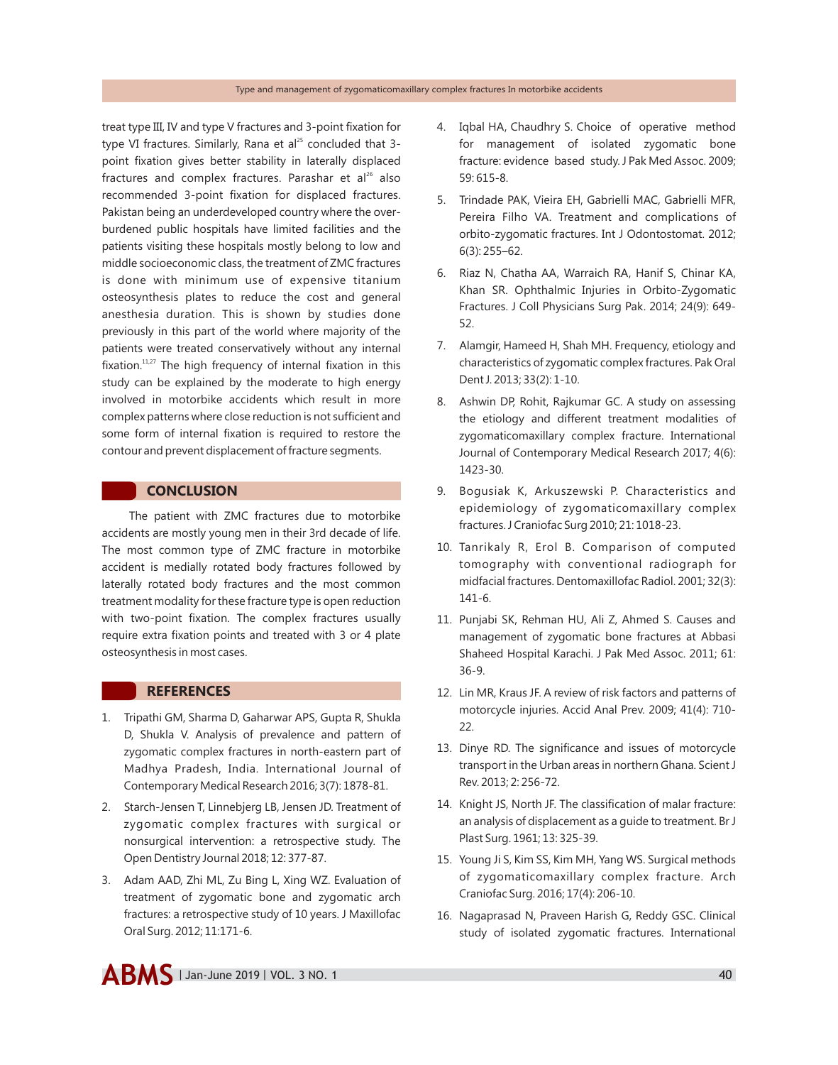treat type III, IV and type V fractures and 3-point fixation for type VI fractures. Similarly, Rana et al[25] concluded that 3-point fixation gives better stability in laterally displaced fractures and complex fractures. Parashar et al[26] also recommended 3-point fixation for displaced fractures. Pakistan being an underdeveloped country where the over-burdened public hospitals have limited facilities and the patients visiting these hospitals mostly belong to low and middle socioeconomic class, the treatment of ZMC fractures is done with minimum use of expensive titanium osteosynthesis plates to reduce the cost and general anesthesia duration. This is shown by studies done previously in this part of the world where majority of the patients were treated conservatively without any internal fixation.[11,27] The high frequency of internal fixation in this study can be explained by the moderate to high energy involved in motorbike accidents which result in more complex patterns where close reduction is not sufficient and some form of internal fixation is required to restore the contour and prevent displacement of fracture segments.

## CONCLUSION

The patient with ZMC fractures due to motorbike accidents are mostly young men in their 3rd decade of life. The most common type of ZMC fracture in motorbike accident is medially rotated body fractures followed by laterally rotated body fractures and the most common treatment modality for these fracture type is open reduction with two-point fixation. The complex fractures usually require extra fixation points and treated with 3 or 4 plate osteosynthesis in most cases.

## REFERENCES

1. Tripathi GM, Sharma D, Gaharwar APS, Gupta R, Shukla D, Shukla V. Analysis of prevalence and pattern of zygomatic complex fractures in north-eastern part of Madhya Pradesh, India. International Journal of Contemporary Medical Research 2016; 3(7): 1878-81.
2. Starch-Jensen T, Linnebjerg LB, Jensen JD. Treatment of zygomatic complex fractures with surgical or nonsurgical intervention: a retrospective study. The Open Dentistry Journal 2018; 12: 377-87.
3. Adam AAD, Zhi ML, Zu Bing L, Xing WZ. Evaluation of treatment of zygomatic bone and zygomatic arch fractures: a retrospective study of 10 years. J Maxillofac Oral Surg. 2012; 11:171-6.
4. Iqbal HA, Chaudhry S. Choice of operative method for management of isolated zygomatic bone fracture: evidence based study. J Pak Med Assoc. 2009; 59: 615-8.
5. Trindade PAK, Vieira EH, Gabrielli MAC, Gabrielli MFR, Pereira Filho VA. Treatment and complications of orbito-zygomatic fractures. Int J Odontostomat. 2012; 6(3): 255–62.
6. Riaz N, Chatha AA, Warraich RA, Hanif S, Chinar KA, Khan SR. Ophthalmic Injuries in Orbito-Zygomatic Fractures. J Coll Physicians Surg Pak. 2014; 24(9): 649-52.
7. Alamgir, Hameed H, Shah MH. Frequency, etiology and characteristics of zygomatic complex fractures. Pak Oral Dent J. 2013; 33(2): 1-10.
8. Ashwin DP, Rohit, Rajkumar GC. A study on assessing the etiology and different treatment modalities of zygomaticomaxillary complex fracture. International Journal of Contemporary Medical Research 2017; 4(6): 1423-30.
9. Bogusiak K, Arkuszewski P. Characteristics and epidemiology of zygomaticomaxillary complex fractures. J Craniofac Surg 2010; 21: 1018-23.
10. Tanrikaly R, Erol B. Comparison of computed tomography with conventional radiograph for midfacial fractures. Dentomaxillofac Radiol. 2001; 32(3): 141-6.
11. Punjabi SK, Rehman HU, Ali Z, Ahmed S. Causes and management of zygomatic bone fractures at Abbasi Shaheed Hospital Karachi. J Pak Med Assoc. 2011; 61: 36-9.
12. Lin MR, Kraus JF. A review of risk factors and patterns of motorcycle injuries. Accid Anal Prev. 2009; 41(4): 710-22.
13. Dinye RD. The significance and issues of motorcycle transport in the Urban areas in northern Ghana. Scient J Rev. 2013; 2: 256-72.
14. Knight JS, North JF. The classification of malar fracture: an analysis of displacement as a guide to treatment. Br J Plast Surg. 1961; 13: 325-39.
15. Young Ji S, Kim SS, Kim MH, Yang WS. Surgical methods of zygomaticomaxillary complex fracture. Arch Craniofac Surg. 2016; 17(4): 206-10.
16. Nagaprasad N, Praveen Harish G, Reddy GSC. Clinical study of isolated zygomatic fractures. International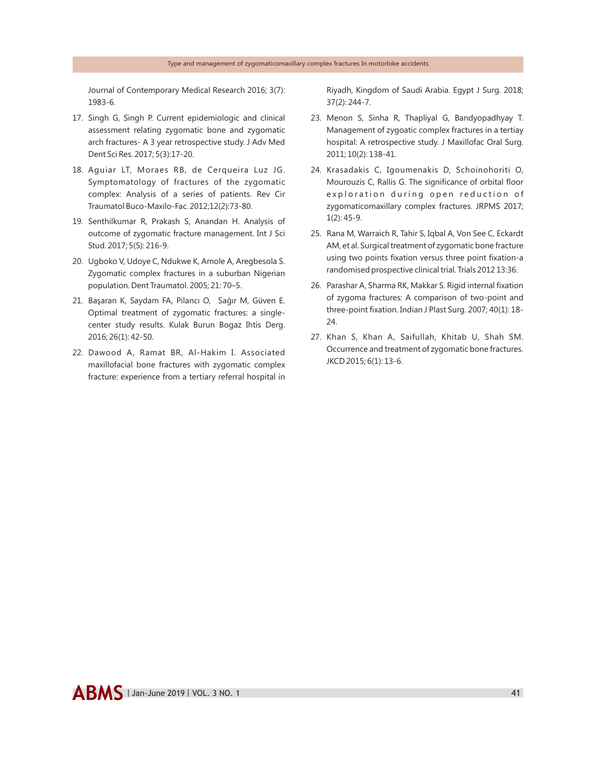Journal of Contemporary Medical Research 2016; 3(7): 1983-6.

17. Singh G, Singh P. Current epidemiologic and clinical assessment relating zygomatic bone and zygomatic arch fractures- A 3 year retrospective study. J Adv Med Dent Sci Res. 2017; 5(3):17-20.

18. Aguiar LT, Moraes RB, de Cerqueira Luz JG. Symptomatology of fractures of the zygomatic complex: Analysis of a series of patients. Rev Cir Traumatol Buco-Maxilo-Fac. 2012;12(2):73-80.

19. Senthilkumar R, Prakash S, Anandan H. Analysis of outcome of zygomatic fracture management. Int J Sci Stud. 2017; 5(5): 216-9.

20. Ugboko V, Udoye C, Ndukwe K, Amole A, Aregbesola S. Zygomatic complex fractures in a suburban Nigerian population. Dent Traumatol. 2005; 21: 70–5.

21. Başaran K, Saydam FA, Pilancı O, Sağır M, Güven E. Optimal treatment of zygomatic fractures: a single-center study results. Kulak Burun Bogaz Ihtis Derg. 2016; 26(1): 42-50.

22. Dawood A, Ramat BR, Al-Hakim I. Associated maxillofacial bone fractures with zygomatic complex fracture: experience from a tertiary referral hospital in Riyadh, Kingdom of Saudi Arabia. Egypt J Surg. 2018; 37(2): 244-7.

23. Menon S, Sinha R, Thapliyal G, Bandyopadhyay T. Management of zygoatic complex fractures in a tertiay hospital: A retrospective study. J Maxillofac Oral Surg. 2011; 10(2): 138-41.

24. Krasadakis C, Igoumenakis D, Schoinohoriti O, Mourouzis C, Rallis G. The significance of orbital floor exploration during open reduction of zygomaticomaxillary complex fractures. JRPMS 2017; 1(2): 45-9.

25. Rana M, Warraich R, Tahir S, Iqbal A, Von See C, Eckardt AM, et al. Surgical treatment of zygomatic bone fracture using two points fixation versus three point fixation-a randomised prospective clinical trial. Trials 2012 13:36.

26. Parashar A, Sharma RK, Makkar S. Rigid internal fixation of zygoma fractures: A comparison of two-point and three-point fixation. Indian J Plast Surg. 2007; 40(1): 18-24.

27. Khan S, Khan A, Saifullah, Khitab U, Shah SM. Occurrence and treatment of zygomatic bone fractures. JKCD 2015; 6(1): 13-6.